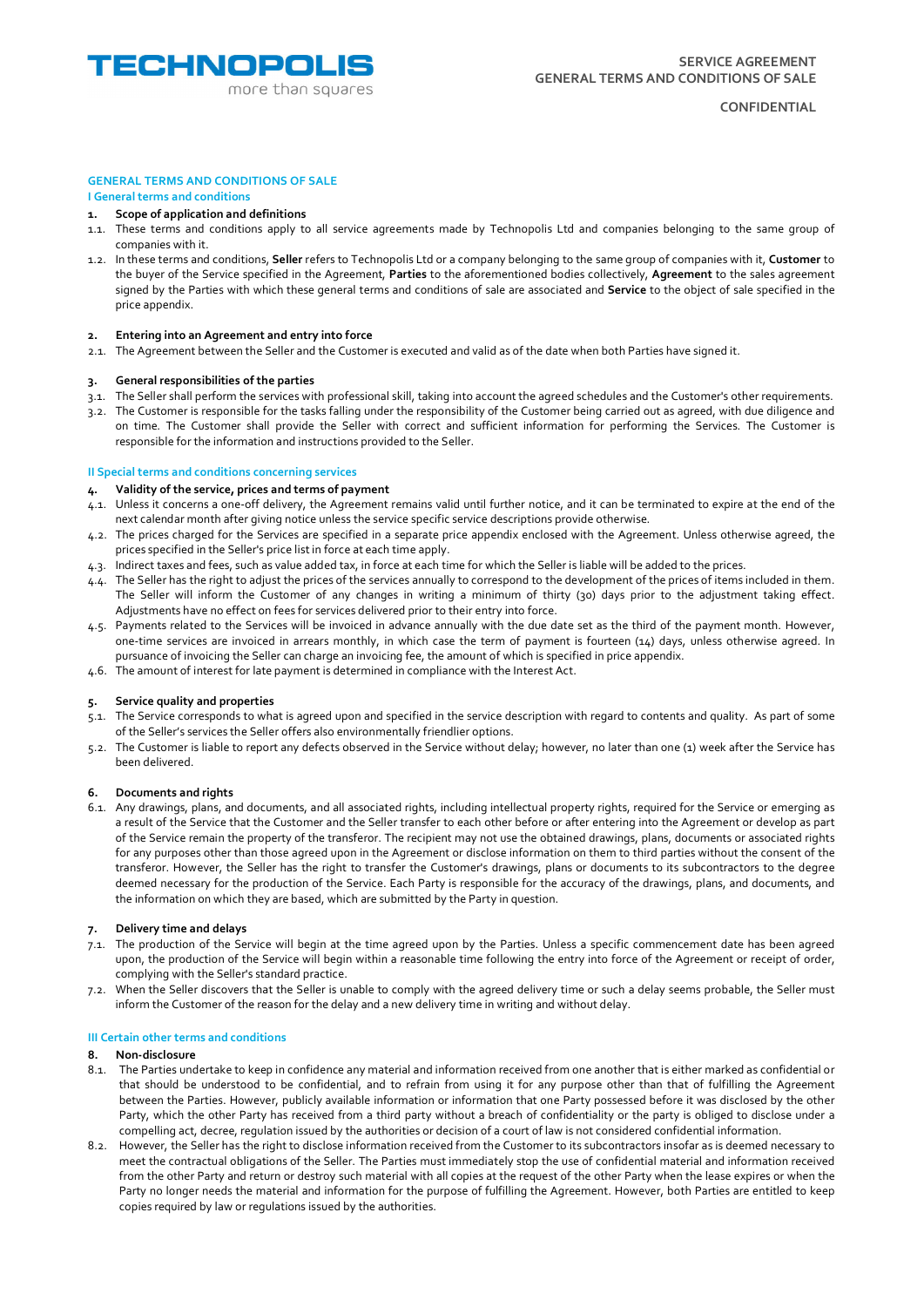# GENERAL TERMS AND CONDITIONS OF SALE

## I General terms and conditions

### 1. Scope of application and definitions

1.1. These terms and conditions apply to all service agreements made by Technopolis Ltd and companies belonging to the same group of companies with it.

1.2. In these terms and conditions, **Seller** refers to Technopolis Ltd or a company belonging to the same group of companies with it, **Customer** to the buyer of the Service specified in the Agreement, **Parties** to the aforementioned bodies collectively, **Agreement** to the sales agreement signed by the Parties with which these general terms and conditions of sale are associated and **Service** to the object of sale specified in the price appendix.

### 2. Entering into an Agreement and entry into force

2.1. The Agreement between the Seller and the Customer is executed and valid as of the date when both Parties have signed it.

### 3. General responsibilities of the parties

3.1. The Seller shall perform the services with professional skill, taking into account the agreed schedules and the Customer's other requirements.

3.2. The Customer is responsible for the tasks falling under the responsibility of the Customer being carried out as agreed, with due diligence and on time. The Customer shall provide the Seller with correct and sufficient information for performing the Services. The Customer is responsible for the information and instructions provided to the Seller.

## II Special terms and conditions concerning services

### 4. Validity of the service, prices and terms of payment

4.1. Unless it concerns a one-off delivery, the Agreement remains valid until further notice, and it can be terminated to expire at the end of the next calendar month after giving notice unless the service specific service descriptions provide otherwise.

4.2. The prices charged for the Services are specified in a separate price appendix enclosed with the Agreement. Unless otherwise agreed, the prices specified in the Seller's price list in force at each time apply.

4.3. Indirect taxes and fees, such as value added tax, in force at each time for which the Seller is liable will be added to the prices.

4.4. The Seller has the right to adjust the prices of the services annually to correspond to the development of the prices of items included in them. The Seller will inform the Customer of any changes in writing a minimum of thirty (30) days prior to the adjustment taking effect. Adjustments have no effect on fees for services delivered prior to their entry into force.

4.5. Payments related to the Services will be invoiced in advance annually with the due date set as the third of the payment month. However, one-time services are invoiced in arrears monthly, in which case the term of payment is fourteen (14) days, unless otherwise agreed. In pursuance of invoicing the Seller can charge an invoicing fee, the amount of which is specified in price appendix.

4.6. The amount of interest for late payment is determined in compliance with the Interest Act.

### 5. Service quality and properties

5.1. The Service corresponds to what is agreed upon and specified in the service description with regard to contents and quality. As part of some of the Seller's services the Seller offers also environmentally friendlier options.

5.2. The Customer is liable to report any defects observed in the Service without delay; however, no later than one (1) week after the Service has been delivered.

### 6. Documents and rights

6.1. Any drawings, plans, and documents, and all associated rights, including intellectual property rights, required for the Service or emerging as a result of the Service that the Customer and the Seller transfer to each other before or after entering into the Agreement or develop as part of the Service remain the property of the transferor. The recipient may not use the obtained drawings, plans, documents or associated rights for any purposes other than those agreed upon in the Agreement or disclose information on them to third parties without the consent of the transferor. However, the Seller has the right to transfer the Customer's drawings, plans or documents to its subcontractors to the degree deemed necessary for the production of the Service. Each Party is responsible for the accuracy of the drawings, plans, and documents, and the information on which they are based, which are submitted by the Party in question.

### 7. Delivery time and delays

7.1. The production of the Service will begin at the time agreed upon by the Parties. Unless a specific commencement date has been agreed upon, the production of the Service will begin within a reasonable time following the entry into force of the Agreement or receipt of order, complying with the Seller's standard practice.

7.2. When the Seller discovers that the Seller is unable to comply with the agreed delivery time or such a delay seems probable, the Seller must inform the Customer of the reason for the delay and a new delivery time in writing and without delay.

## III Certain other terms and conditions

### 8. Non-disclosure

8.1. The Parties undertake to keep in confidence any material and information received from one another that is either marked as confidential or that should be understood to be confidential, and to refrain from using it for any purpose other than that of fulfilling the Agreement between the Parties. However, publicly available information or information that one Party possessed before it was disclosed by the other Party, which the other Party has received from a third party without a breach of confidentiality or the party is obliged to disclose under a compelling act, decree, regulation issued by the authorities or decision of a court of law is not considered confidential information.

8.2. However, the Seller has the right to disclose information received from the Customer to its subcontractors insofar as is deemed necessary to meet the contractual obligations of the Seller. The Parties must immediately stop the use of confidential material and information received from the other Party and return or destroy such material with all copies at the request of the other Party when the lease expires or when the Party no longer needs the material and information for the purpose of fulfilling the Agreement. However, both Parties are entitled to keep copies required by law or regulations issued by the authorities.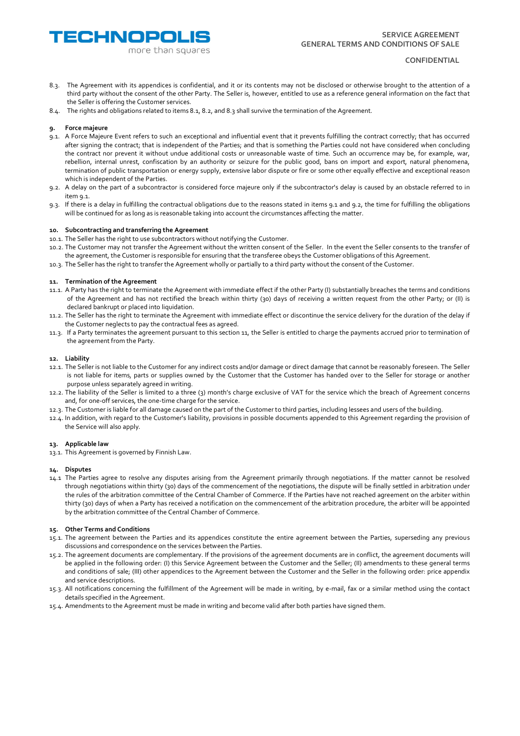8.3. The Agreement with its appendices is confidential, and it or its contents may not be disclosed or otherwise brought to the attention of a third party without the consent of the other Party. The Seller is, however, entitled to use as a reference general information on the fact that the Seller is offering the Customer services.

8.4. The rights and obligations related to items 8.1, 8.2, and 8.3 shall survive the termination of the Agreement.

**9. Force majeure**

9.1. A Force Majeure Event refers to such an exceptional and influential event that it prevents fulfilling the contract correctly; that has occurred after signing the contract; that is independent of the Parties; and that is something the Parties could not have considered when concluding the contract nor prevent it without undue additional costs or unreasonable waste of time. Such an occurrence may be, for example, war, rebellion, internal unrest, confiscation by an authority or seizure for the public good, bans on import and export, natural phenomena, termination of public transportation or energy supply, extensive labor dispute or fire or some other equally effective and exceptional reason which is independent of the Parties.

9.2. A delay on the part of a subcontractor is considered force majeure only if the subcontractor's delay is caused by an obstacle referred to in item 9.1.

9.3. If there is a delay in fulfilling the contractual obligations due to the reasons stated in items 9.1 and 9.2, the time for fulfilling the obligations will be continued for as long as is reasonable taking into account the circumstances affecting the matter.

**10. Subcontracting and transferring the Agreement**

10.1. The Seller has the right to use subcontractors without notifying the Customer.

10.2. The Customer may not transfer the Agreement without the written consent of the Seller. In the event the Seller consents to the transfer of the agreement, the Customer is responsible for ensuring that the transferee obeys the Customer obligations of this Agreement.

10.3. The Seller has the right to transfer the Agreement wholly or partially to a third party without the consent of the Customer.

**11. Termination of the Agreement**

11.1. A Party has the right to terminate the Agreement with immediate effect if the other Party (I) substantially breaches the terms and conditions of the Agreement and has not rectified the breach within thirty (30) days of receiving a written request from the other Party; or (II) is declared bankrupt or placed into liquidation.

11.2. The Seller has the right to terminate the Agreement with immediate effect or discontinue the service delivery for the duration of the delay if the Customer neglects to pay the contractual fees as agreed.

11.3. If a Party terminates the agreement pursuant to this section 11, the Seller is entitled to charge the payments accrued prior to termination of the agreement from the Party.

**12. Liability**

12.1. The Seller is not liable to the Customer for any indirect costs and/or damage or direct damage that cannot be reasonably foreseen. The Seller is not liable for items, parts or supplies owned by the Customer that the Customer has handed over to the Seller for storage or another purpose unless separately agreed in writing.

12.2. The liability of the Seller is limited to a three (3) month's charge exclusive of VAT for the service which the breach of Agreement concerns and, for one-off services, the one-time charge for the service.

12.3. The Customer is liable for all damage caused on the part of the Customer to third parties, including lessees and users of the building.

12.4. In addition, with regard to the Customer's liability, provisions in possible documents appended to this Agreement regarding the provision of the Service will also apply.

**13. Applicable law**

13.1. This Agreement is governed by Finnish Law.

**14. Disputes**

14.1 The Parties agree to resolve any disputes arising from the Agreement primarily through negotiations. If the matter cannot be resolved through negotiations within thirty (30) days of the commencement of the negotiations, the dispute will be finally settled in arbitration under the rules of the arbitration committee of the Central Chamber of Commerce. If the Parties have not reached agreement on the arbiter within thirty (30) days of when a Party has received a notification on the commencement of the arbitration procedure, the arbiter will be appointed by the arbitration committee of the Central Chamber of Commerce.

**15. Other Terms and Conditions**

15.1. The agreement between the Parties and its appendices constitute the entire agreement between the Parties, superseding any previous discussions and correspondence on the services between the Parties.

15.2. The agreement documents are complementary. If the provisions of the agreement documents are in conflict, the agreement documents will be applied in the following order: (I) this Service Agreement between the Customer and the Seller; (II) amendments to these general terms and conditions of sale; (III) other appendices to the Agreement between the Customer and the Seller in the following order: price appendix and service descriptions.

15.3. All notifications concerning the fulfillment of the Agreement will be made in writing, by e-mail, fax or a similar method using the contact details specified in the Agreement.

15.4. Amendments to the Agreement must be made in writing and become valid after both parties have signed them.